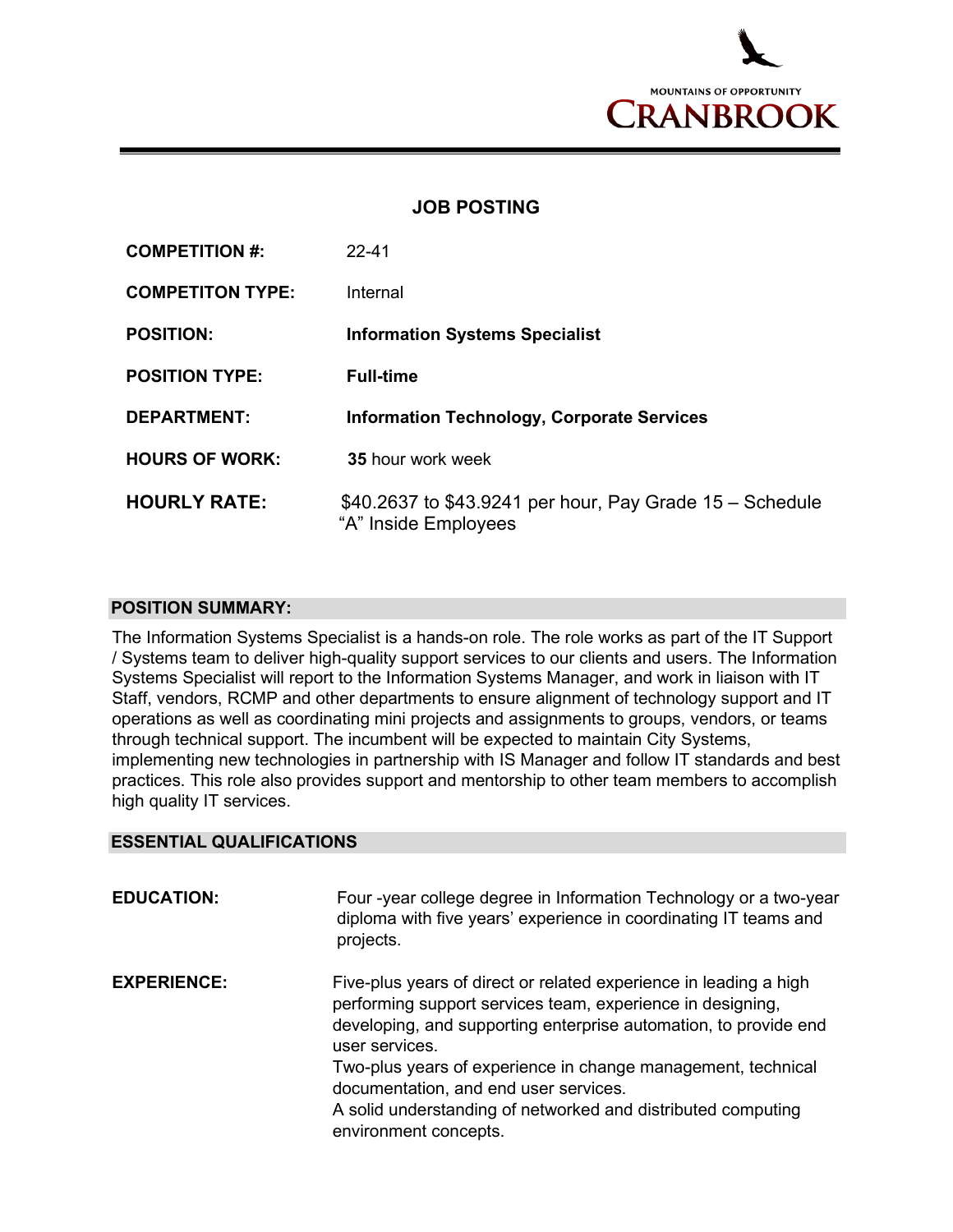MOUNTAINS OF OPPORTUNITY

CRANBROOK

# JOB POSTING

| | |
|---|---|
| **COMPETITION #:** | 22-41 |
| **COMPETITON TYPE:** | Internal |
| **POSITION:** | **Information Systems Specialist** |
| **POSITION TYPE:** | **Full-time** |
| **DEPARTMENT:** | **Information Technology, Corporate Services** |
| **HOURS OF WORK:** | **35** hour work week |
| **HOURLY RATE:** | $40.2637 to $43.9241 per hour, Pay Grade 15 – Schedule "A" Inside Employees |

## POSITION SUMMARY:

The Information Systems Specialist is a hands-on role. The role works as part of the IT Support / Systems team to deliver high-quality support services to our clients and users. The Information Systems Specialist will report to the Information Systems Manager, and work in liaison with IT Staff, vendors, RCMP and other departments to ensure alignment of technology support and IT operations as well as coordinating mini projects and assignments to groups, vendors, or teams through technical support. The incumbent will be expected to maintain City Systems, implementing new technologies in partnership with IS Manager and follow IT standards and best practices. This role also provides support and mentorship to other team members to accomplish high quality IT services.

## ESSENTIAL QUALIFICATIONS

**EDUCATION:**

Four -year college degree in Information Technology or a two-year diploma with five years' experience in coordinating IT teams and projects.

**EXPERIENCE:**

Five-plus years of direct or related experience in leading a high performing support services team, experience in designing, developing, and supporting enterprise automation, to provide end user services.

Two-plus years of experience in change management, technical documentation, and end user services.

A solid understanding of networked and distributed computing environment concepts.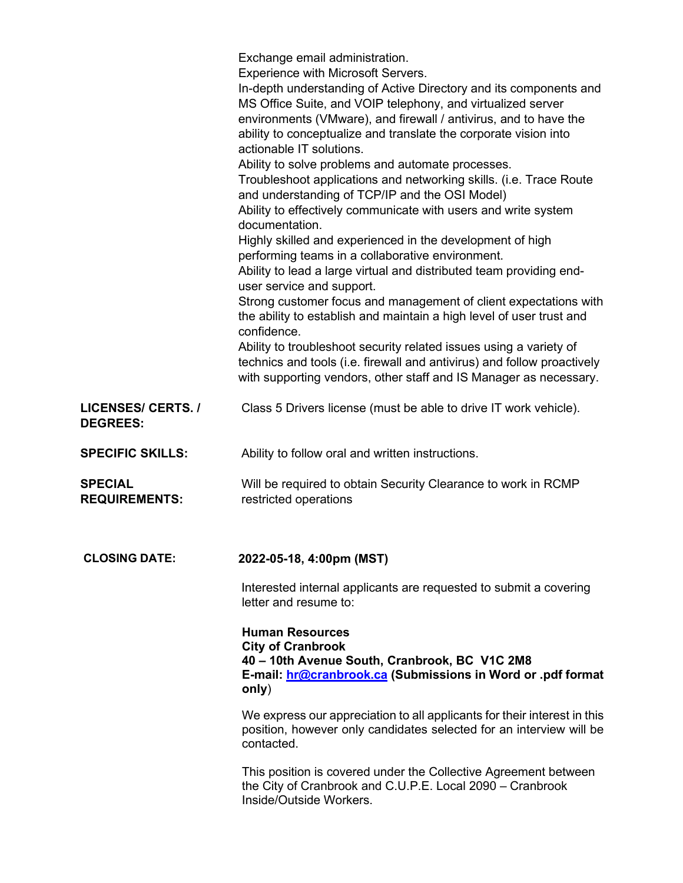Exchange email administration.
Experience with Microsoft Servers.
In-depth understanding of Active Directory and its components and MS Office Suite, and VOIP telephony, and virtualized server environments (VMware), and firewall / antivirus, and to have the ability to conceptualize and translate the corporate vision into actionable IT solutions.
Ability to solve problems and automate processes.
Troubleshoot applications and networking skills. (i.e. Trace Route and understanding of TCP/IP and the OSI Model)
Ability to effectively communicate with users and write system documentation.
Highly skilled and experienced in the development of high performing teams in a collaborative environment.
Ability to lead a large virtual and distributed team providing end-user service and support.
Strong customer focus and management of client expectations with the ability to establish and maintain a high level of user trust and confidence.
Ability to troubleshoot security related issues using a variety of technics and tools (i.e. firewall and antivirus) and follow proactively with supporting vendors, other staff and IS Manager as necessary.

**LICENSES/ CERTS. / DEGREES:** Class 5 Drivers license (must be able to drive IT work vehicle).

**SPECIFIC SKILLS:** Ability to follow oral and written instructions.

**SPECIAL REQUIREMENTS:** Will be required to obtain Security Clearance to work in RCMP restricted operations

**CLOSING DATE:** **2022-05-18, 4:00pm (MST)**

Interested internal applicants are requested to submit a covering letter and resume to:

**Human Resources**
**City of Cranbrook**
**40 – 10th Avenue South, Cranbrook, BC V1C 2M8**
**E-mail: hr@cranbrook.ca (Submissions in Word or .pdf format only**)

We express our appreciation to all applicants for their interest in this position, however only candidates selected for an interview will be contacted.

This position is covered under the Collective Agreement between the City of Cranbrook and C.U.P.E. Local 2090 – Cranbrook Inside/Outside Workers.